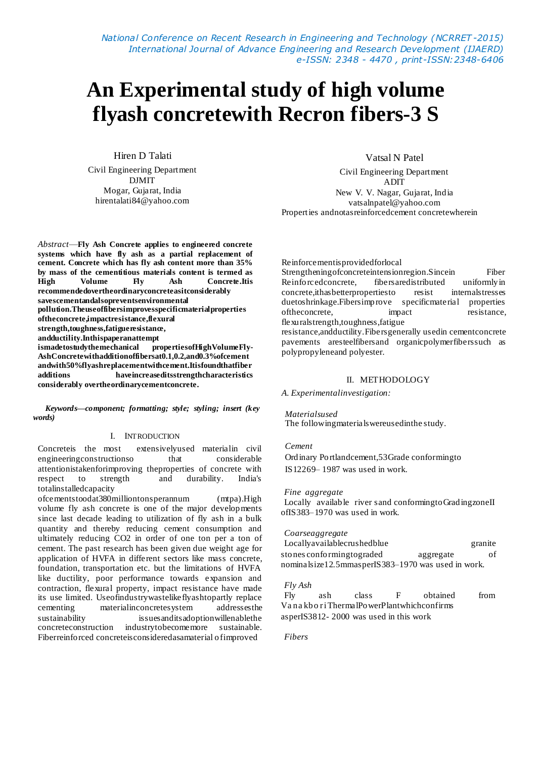# An Experimental study of high volume flyash concretewith Recron fibers-3 S

Hiren D Talati
Civil Engineering Department
DJMIT
Mogar, Gujarat, India
hirentalati84@yahoo.com

Vatsal N Patel
Civil Engineering Department
ADIT
New V. V. Nagar, Gujarat, India
vatsalnpatel@yahoo.com

*Abstract*—**Fly Ash Concrete applies to engineered concrete systems which have fly ash as a partial replacement of cement. Concrete which has fly ash content more than 35% by mass of the cementitious materials content is termed as High Volume Fly Ash Concrete.Itis recommendedovertheordinaryconcreteasitconsiderably savescementandalsopreventsenvironmental pollution.Theuseoffibersimprovesspecificmaterialproperties oftheconcrete,impactresistance,flexural strength,toughness,fatigueresistance, andductility.Inthispaperanattempt ismadetostudythemechanical propertiesofHighVolumeFly-AshConcretewithadditionoffibersat0.1,0.2,and0.3%ofcement andwith50%flyashreplacementwithcement.Itisfoundthatfiber additions haveincreaseditsstrengthcharacteristics considerably overtheordinarycementconcrete.**

***Keywords—component; formatting; style; styling; insert (key words)***

## I. INTRODUCTION

Concreteis the most extensivelyused materialin civil engineeringconstructionso that considerable attentionistakenforimproving theproperties of concrete with respect to strength and durability. India's totalinstalledcapacity ofcementstoodat380milliontonsperannum (mtpa).High volume fly ash concrete is one of the major developments since last decade leading to utilization of fly ash in a bulk quantity and thereby reducing cement consumption and ultimately reducing CO2 in order of one ton per a ton of cement. The past research has been given due weight age for application of HVFA in different sectors like mass concrete, foundation, transportation etc. but the limitations of HVFA like ductility, poor performance towards expansion and contraction, flexural property, impact resistance have made its use limited. Useofindustrywastelikeflyashtopartly replace cementing materialinconcretesystem addressesthe sustainability issuesanditsadoptionwillenablethe concreteconstruction industrytobecomemore sustainable. Fiberreinforced concreteisconsideredasamaterial ofimproved Properties andnotasreinforcedcement concretewherein Reinforcementisprovidedforlocal Strengtheningofconcreteintensionregion.Sincein Fiber Reinforcedconcrete, fibersaredistributed uniformlyin concrete,ithasbetterpropertiesto resist internalstresses duetoshrinkage.Fibersimprove specificmaterial properties oftheconcrete, impact resistance, flexuralstrength,toughness,fatigue resistance,andductility.Fibersgenerally usedin cementconcrete pavements aresteelfibersand organicpolymerfiberssuch as polypropyleneand polyester.

## II. METHODOLOGY

*A. Experimentalinvestigation:*

*Materialsused*

The followingmaterialswereusedinthe study.

*Cement*

Ordinary Portlandcement,53Grade conformingto IS12269– 1987 was used in work.

*Fine aggregate*

Locally available river sand conformingtoGradingzoneII ofIS383–1970 was used in work.

*Coarseaggregate*

Locallyavailablecrushedblue granite stonesconformingtograded aggregate of nominalsize12.5mmasperIS383–1970 was used in work.

*Fly Ash*

Fly ash class F obtained from VanakboriThermalPowerPlantwhichconfirms asperIS3812- 2000 was used in this work

*Fibers*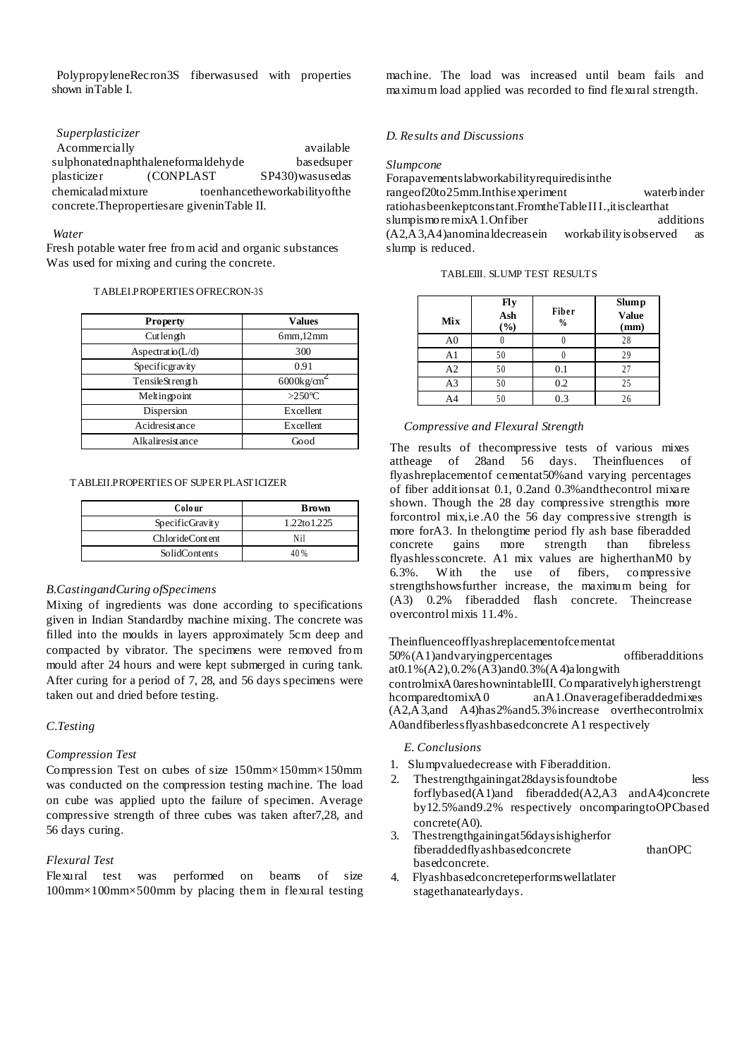PolypropyleneRecron3S fiberwasused with properties shown inTable I.

*Superplasticizer*

Acommercially available sulphonatednaphthaleneformaldehyde basedsuper plasticizer (CONPLAST SP430)wasusedas chemicaladmixture toenhancetheworkabilityofthe concrete.Thepropertiesare giveninTable II.

*Water*

Fresh potable water free from acid and organic substances Was used for mixing and curing the concrete.

TABLEI.PROPERTIES OFRECRON-3S

| Property | Values |
|---|---|
| Cutlength | 6mm,12mm |
| Aspectratio(L/d) | 300 |
| Specificgravity | 0.91 |
| TensileStrength | 6000kg/cm$^2$ |
| Meltingpoint | >250ºC |
| Dispersion | Excellent |
| Acidresistance | Excellent |
| Alkaliresistance | Good |

TABLEII.PROPERTIES OF SUPER PLASTICIZER

| Colour | Brown |
|---|---|
| SpecificGravity | 1.22to1.225 |
| ChlorideContent | Nil |
| SolidContents | 40% |

*B.CastingandCuring ofSpecimens*

Mixing of ingredients was done according to specifications given in Indian Standardby machine mixing. The concrete was filled into the moulds in layers approximately 5cm deep and compacted by vibrator. The specimens were removed from mould after 24 hours and were kept submerged in curing tank. After curing for a period of 7, 28, and 56 days specimens were taken out and dried before testing.

*C.Testing*

*Compression Test*

Compression Test on cubes of size 150mm×150mm×150mm was conducted on the compression testing machine. The load on cube was applied upto the failure of specimen. Average compressive strength of three cubes was taken after7,28, and 56 days curing.

*Flexural Test*

Flexural test was performed on beams of size 100mm×100mm×500mm by placing them in flexural testing machine. The load was increased until beam fails and maximum load applied was recorded to find flexural strength.

*D. Results and Discussions*

*Slumpcone*

Forapavementslabworkabilityrequiredisinthe rangeof20to25mm.Inthisexperiment waterbinder ratiohasbeenkeptconstant.FromtheTableIII.,itisclearthat slumpismoremixA1.Onfiber additions (A2,A3,A4)anominaldecreasein workabilityisobserved as slump is reduced.

TABLEIII. SLUMP TEST RESULTS

| Mix | Fly Ash (%) | Fiber % | Slump Value (mm) |
|---|---|---|---|
| A0 | 0 | 0 | 28 |
| A1 | 50 | 0 | 29 |
| A2 | 50 | 0.1 | 27 |
| A3 | 50 | 0.2 | 25 |
| A4 | 50 | 0.3 | 26 |

*Compressive and Flexural Strength*

The results of thecompressive tests of various mixes attheage of 28and 56 days. Theinfluences of flyashreplacementof cementat50%and varying percentages of fiber additionsat 0.1, 0.2and 0.3%andthecontrol mixare shown. Though the 28 day compressive strengthis more forcontrol mix,i.e.A0 the 56 day compressive strength is more forA3. In thelongtime period fly ash base fiberadded concrete gains more strength than fibreless flyashlessconcrete. A1 mix values are higherthanM0 by 6.3%. With the use of fibers, compressive strengthshowsfurther increase, the maximum being for (A3) 0.2% fiberadded flash concrete. Theincrease overcontrol mixis 11.4%.

Theinfluenceofflyashreplacementofcementat 50%(A1)andvaryingpercentages offiberadditions at0.1%(A2),0.2%(A3)and0.3%(A4)alongwith controlmixA0areshownintableIII. Comparativelyhigherstrength comparedtomixA0 anA1.Onaveragefiberaddedmixes (A2,A3,and A4)has2%and5.3%increase overthecontrolmix A0andfiberlessflyashbasedconcrete A1 respectively

*E. Conclusions*

1. Slumpvaluedecrease with Fiberaddition.
2. Thestrengthgainingat28daysisfoundtobe less forflybased(A1)and fiberadded(A2,A3 andA4)concrete by12.5%and9.2% respectively oncomparingtoOPCbased concrete(A0).
3. Thestrengthgainingat56daysishigherfor fiberaddedflyashbasedconcrete thanOPC basedconcrete.
4. Flyashbasedconcreteperformswellatlater stagethanatearlydays.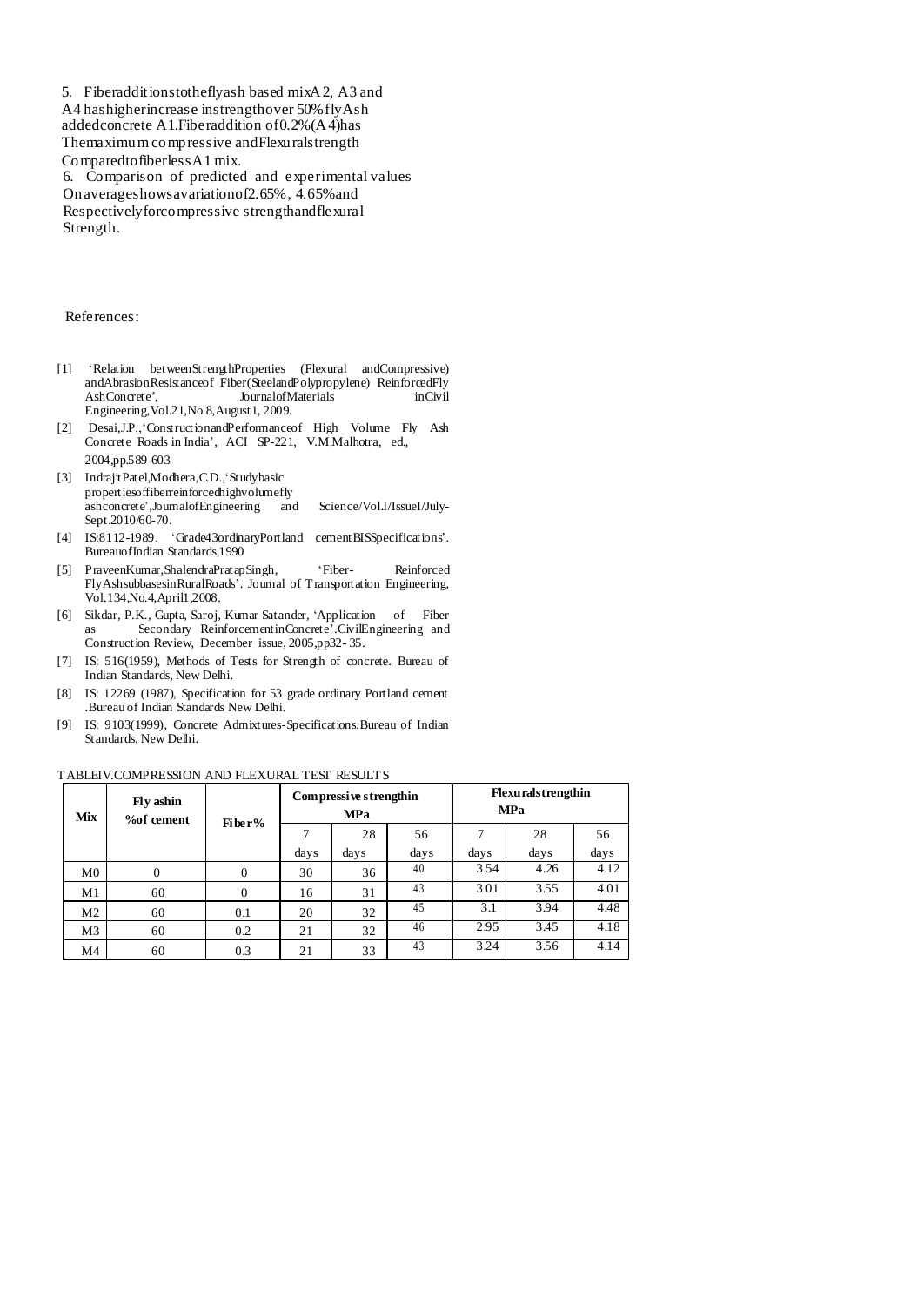5. Fiberadditionstotheflyash based mixA2, A3 and A4 hashigherincrease instrengthover 50%flyAsh addedconcrete A1.Fiberaddition of0.2%(A4)has Themaximum compressive andFlexuralstrength ComparedtofiberlessA1 mix.
6. Comparison of predicted and experimental values Onaverageshowsavariationof2.65%, 4.65%and Respectivelyforcompressive strengthandflexural Strength.

References:

[1] 'Relation betweenStrengthProperties (Flexural andCompressive) andAbrasionResistanceof Fiber(SteelandPolypropylene) ReinforcedFly AshConcrete', JournalofMaterials inCivil Engineering,Vol.21,No.8,August1, 2009.

[2] Desai,J.P.,'ConstructionandPerformanceof High Volume Fly Ash Concrete Roads in India', ACI SP-221, V.M.Malhotra, ed., 2004,pp.589-603

[3] IndrajitPatel,Modhera,C.D.,'Studybasic propertiesoffiberreinforcedhighvolumefly ashconcrete',JournalofEngineering and Science/Vol.I/IssueI/July-Sept.2010/60-70.

[4] IS:8112-1989. 'Grade43ordinaryPortland cementBISSpecifications'. BureauofIndian Standards,1990

[5] PraveenKumar,ShalendraPratapSingh, 'Fiber- Reinforced FlyAshsubbasesinRuralRoads'. Journal of Transportation Engineering, Vol.134,No.4,April1,2008.

[6] Sikdar, P.K., Gupta, Saroj, Kumar Satander, 'Application of Fiber as Secondary ReinforcementinConcrete'.CivilEngineering and Construction Review, December issue, 2005,pp32- 35.

[7] IS: 516(1959), Methods of Tests for Strength of concrete. Bureau of Indian Standards, New Delhi.

[8] IS: 12269 (1987), Specification for 53 grade ordinary Portland cement .Bureau of Indian Standards New Delhi.

[9] IS: 9103(1999), Concrete Admixtures-Specifications.Bureau of Indian Standards, New Delhi.

TABLEIV.COMPRESSION AND FLEXURAL TEST RESULTS

| Mix | Fly ashin %of cement | Fiber% | Compressive strengthin MPa | | | Flexuralstrengthin MPa | | |
|---|---|---|---|---|---|---|---|---|
| | | | 7 days | 28 days | 56 days | 7 days | 28 days | 56 days |
| M0 | 0 | 0 | 30 | 36 | 40 | 3.54 | 4.26 | 4.12 |
| M1 | 60 | 0 | 16 | 31 | 43 | 3.01 | 3.55 | 4.01 |
| M2 | 60 | 0.1 | 20 | 32 | 45 | 3.1 | 3.94 | 4.48 |
| M3 | 60 | 0.2 | 21 | 32 | 46 | 2.95 | 3.45 | 4.18 |
| M4 | 60 | 0.3 | 21 | 33 | 43 | 3.24 | 3.56 | 4.14 |